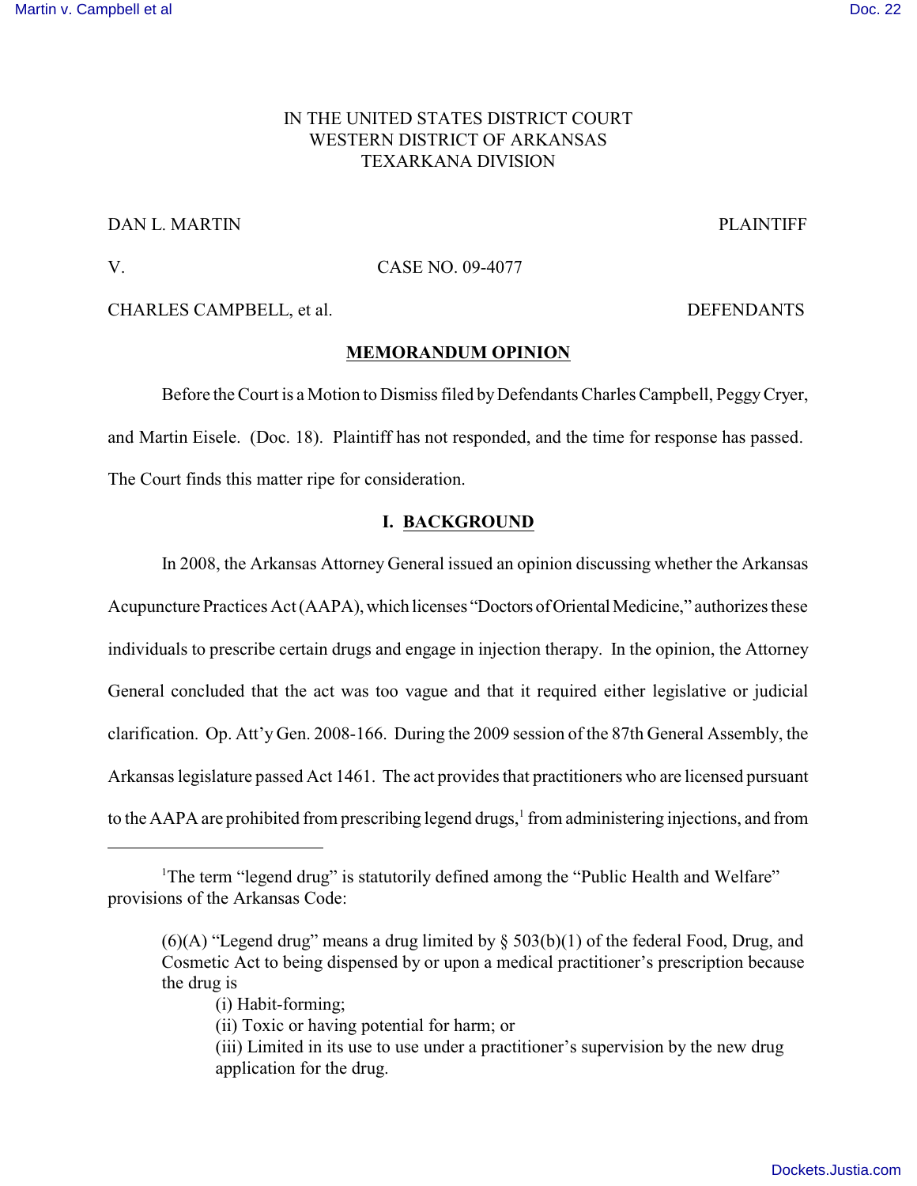IN THE UNITED STATES DISTRICT COURT
WESTERN DISTRICT OF ARKANSAS
TEXARKANA DIVISION

DAN L. MARTIN PLAINTIFF

V. CASE NO. 09-4077

CHARLES CAMPBELL, et al. DEFENDANTS

## MEMORANDUM OPINION

Before the Court is a Motion to Dismiss filed by Defendants Charles Campbell, Peggy Cryer, and Martin Eisele. (Doc. 18). Plaintiff has not responded, and the time for response has passed. The Court finds this matter ripe for consideration.

## I. BACKGROUND

In 2008, the Arkansas Attorney General issued an opinion discussing whether the Arkansas Acupuncture Practices Act (AAPA), which licenses "Doctors of Oriental Medicine," authorizes these individuals to prescribe certain drugs and engage in injection therapy. In the opinion, the Attorney General concluded that the act was too vague and that it required either legislative or judicial clarification. Op. Att'y Gen. 2008-166. During the 2009 session of the 87th General Assembly, the Arkansas legislature passed Act 1461. The act provides that practitioners who are licensed pursuant to the AAPA are prohibited from prescribing legend drugs,[1] from administering injections, and from

---

[1] The term "legend drug" is statutorily defined among the "Public Health and Welfare" provisions of the Arkansas Code:

> (6)(A) "Legend drug" means a drug limited by § 503(b)(1) of the federal Food, Drug, and Cosmetic Act to being dispensed by or upon a medical practitioner's prescription because the drug is
>
> (i) Habit-forming;
>
> (ii) Toxic or having potential for harm; or
>
> (iii) Limited in its use to use under a practitioner's supervision by the new drug application for the drug.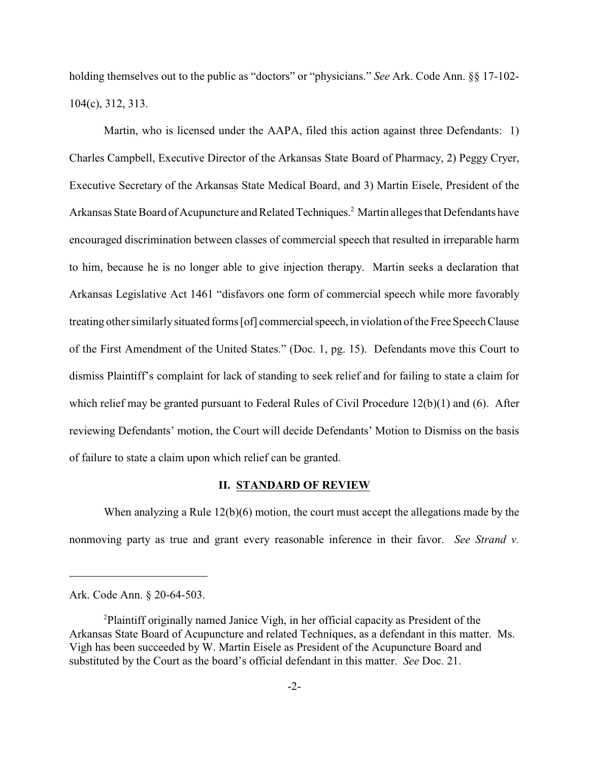holding themselves out to the public as "doctors" or "physicians." *See* Ark. Code Ann. §§ 17-102-104(c), 312, 313.

Martin, who is licensed under the AAPA, filed this action against three Defendants: 1) Charles Campbell, Executive Director of the Arkansas State Board of Pharmacy, 2) Peggy Cryer, Executive Secretary of the Arkansas State Medical Board, and 3) Martin Eisele, President of the Arkansas State Board of Acupuncture and Related Techniques.[2] Martin alleges that Defendants have encouraged discrimination between classes of commercial speech that resulted in irreparable harm to him, because he is no longer able to give injection therapy. Martin seeks a declaration that Arkansas Legislative Act 1461 "disfavors one form of commercial speech while more favorably treating other similarly situated forms [of] commercial speech, in violation of the Free Speech Clause of the First Amendment of the United States." (Doc. 1, pg. 15). Defendants move this Court to dismiss Plaintiff's complaint for lack of standing to seek relief and for failing to state a claim for which relief may be granted pursuant to Federal Rules of Civil Procedure 12(b)(1) and (6). After reviewing Defendants' motion, the Court will decide Defendants' Motion to Dismiss on the basis of failure to state a claim upon which relief can be granted.

## II. STANDARD OF REVIEW

When analyzing a Rule 12(b)(6) motion, the court must accept the allegations made by the nonmoving party as true and grant every reasonable inference in their favor. *See Strand v.*

---

Ark. Code Ann. § 20-64-503.

[2] Plaintiff originally named Janice Vigh, in her official capacity as President of the Arkansas State Board of Acupuncture and related Techniques, as a defendant in this matter. Ms. Vigh has been succeeded by W. Martin Eisele as President of the Acupuncture Board and substituted by the Court as the board's official defendant in this matter. *See* Doc. 21.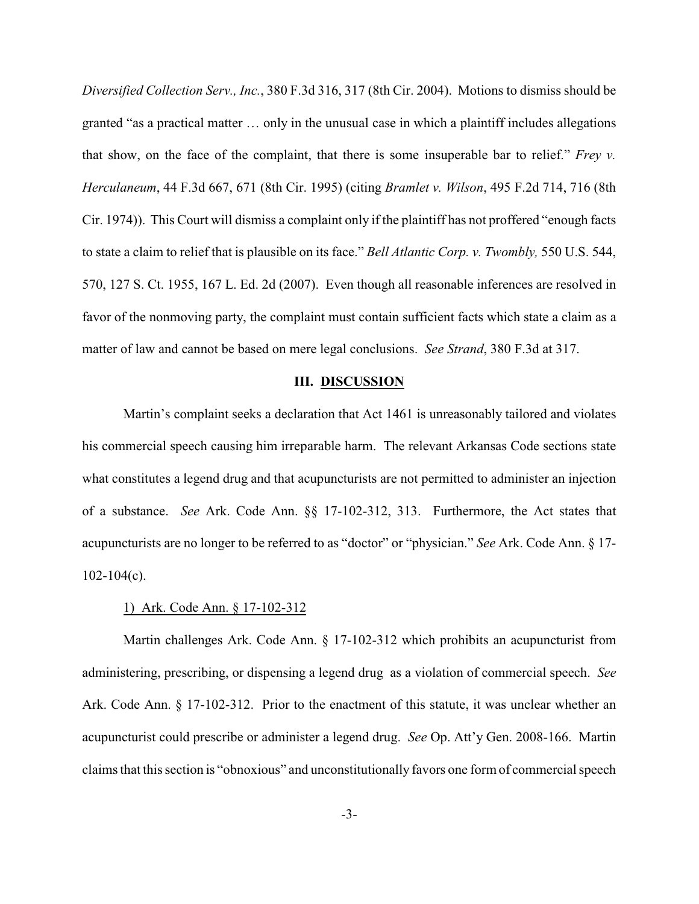*Diversified Collection Serv., Inc.*, 380 F.3d 316, 317 (8th Cir. 2004). Motions to dismiss should be granted "as a practical matter … only in the unusual case in which a plaintiff includes allegations that show, on the face of the complaint, that there is some insuperable bar to relief." *Frey v. Herculaneum*, 44 F.3d 667, 671 (8th Cir. 1995) (citing *Bramlet v. Wilson*, 495 F.2d 714, 716 (8th Cir. 1974)). This Court will dismiss a complaint only if the plaintiff has not proffered "enough facts to state a claim to relief that is plausible on its face." *Bell Atlantic Corp. v. Twombly,* 550 U.S. 544, 570, 127 S. Ct. 1955, 167 L. Ed. 2d (2007). Even though all reasonable inferences are resolved in favor of the nonmoving party, the complaint must contain sufficient facts which state a claim as a matter of law and cannot be based on mere legal conclusions. *See Strand*, 380 F.3d at 317.

## III. DISCUSSION

Martin's complaint seeks a declaration that Act 1461 is unreasonably tailored and violates his commercial speech causing him irreparable harm. The relevant Arkansas Code sections state what constitutes a legend drug and that acupuncturists are not permitted to administer an injection of a substance. *See* Ark. Code Ann. §§ 17-102-312, 313. Furthermore, the Act states that acupuncturists are no longer to be referred to as "doctor" or "physician." *See* Ark. Code Ann. § 17-102-104(c).

### 1) Ark. Code Ann. § 17-102-312

Martin challenges Ark. Code Ann. § 17-102-312 which prohibits an acupuncturist from administering, prescribing, or dispensing a legend drug as a violation of commercial speech. *See* Ark. Code Ann. § 17-102-312. Prior to the enactment of this statute, it was unclear whether an acupuncturist could prescribe or administer a legend drug. *See* Op. Att'y Gen. 2008-166. Martin claims that this section is "obnoxious" and unconstitutionally favors one form of commercial speech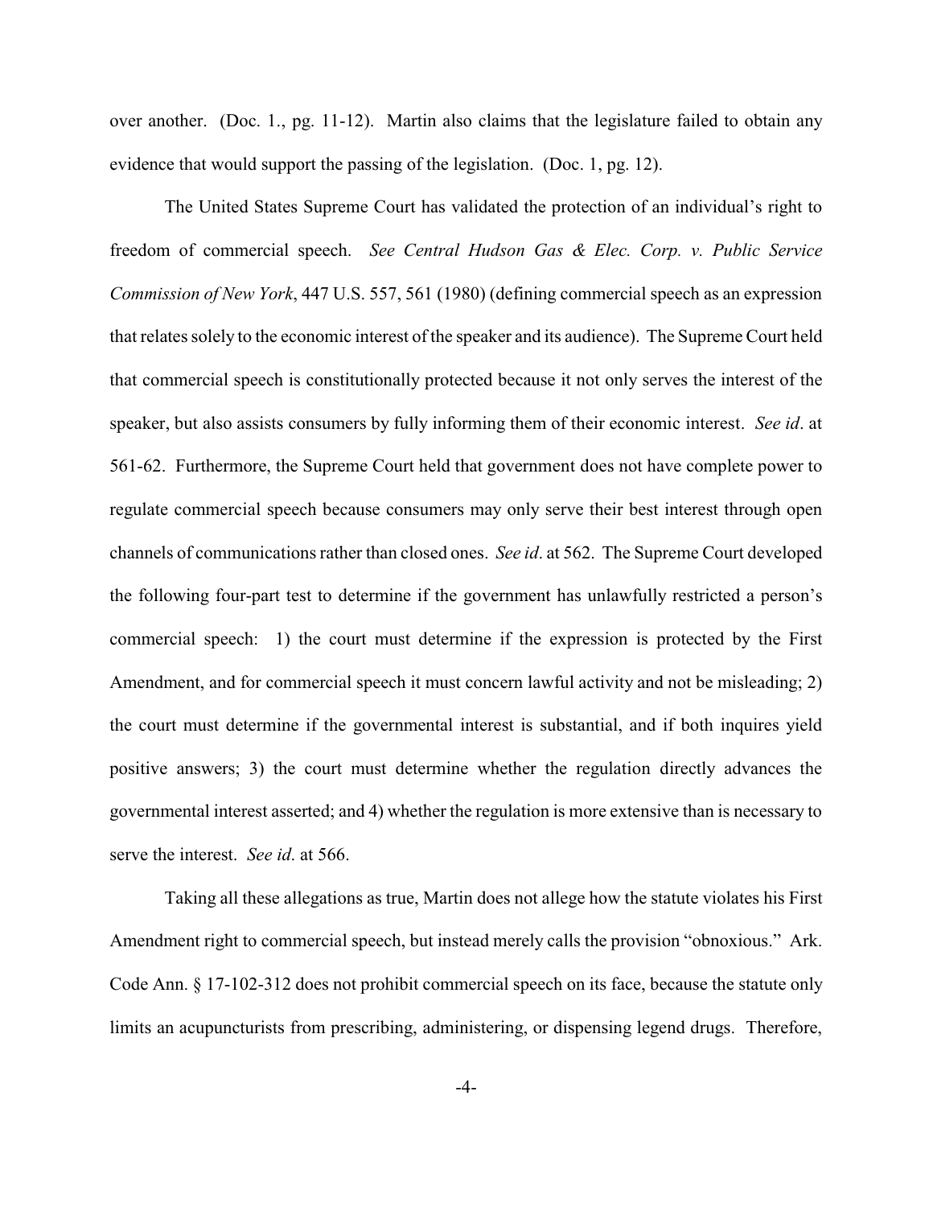over another. (Doc. 1., pg. 11-12). Martin also claims that the legislature failed to obtain any evidence that would support the passing of the legislation. (Doc. 1, pg. 12).

The United States Supreme Court has validated the protection of an individual's right to freedom of commercial speech. *See Central Hudson Gas & Elec. Corp. v. Public Service Commission of New York*, 447 U.S. 557, 561 (1980) (defining commercial speech as an expression that relates solely to the economic interest of the speaker and its audience). The Supreme Court held that commercial speech is constitutionally protected because it not only serves the interest of the speaker, but also assists consumers by fully informing them of their economic interest. *See id*. at 561-62. Furthermore, the Supreme Court held that government does not have complete power to regulate commercial speech because consumers may only serve their best interest through open channels of communications rather than closed ones. *See id*. at 562. The Supreme Court developed the following four-part test to determine if the government has unlawfully restricted a person's commercial speech: 1) the court must determine if the expression is protected by the First Amendment, and for commercial speech it must concern lawful activity and not be misleading; 2) the court must determine if the governmental interest is substantial, and if both inquires yield positive answers; 3) the court must determine whether the regulation directly advances the governmental interest asserted; and 4) whether the regulation is more extensive than is necessary to serve the interest. *See id*. at 566.

Taking all these allegations as true, Martin does not allege how the statute violates his First Amendment right to commercial speech, but instead merely calls the provision "obnoxious." Ark. Code Ann. § 17-102-312 does not prohibit commercial speech on its face, because the statute only limits an acupuncturists from prescribing, administering, or dispensing legend drugs. Therefore,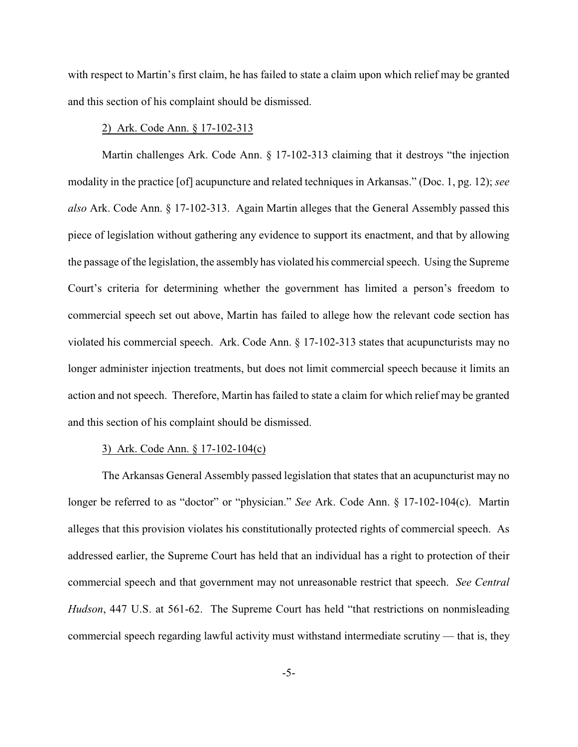with respect to Martin's first claim, he has failed to state a claim upon which relief may be granted and this section of his complaint should be dismissed.

2) Ark. Code Ann. § 17-102-313

Martin challenges Ark. Code Ann. § 17-102-313 claiming that it destroys "the injection modality in the practice [of] acupuncture and related techniques in Arkansas." (Doc. 1, pg. 12); *see also* Ark. Code Ann. § 17-102-313. Again Martin alleges that the General Assembly passed this piece of legislation without gathering any evidence to support its enactment, and that by allowing the passage of the legislation, the assembly has violated his commercial speech. Using the Supreme Court's criteria for determining whether the government has limited a person's freedom to commercial speech set out above, Martin has failed to allege how the relevant code section has violated his commercial speech. Ark. Code Ann. § 17-102-313 states that acupuncturists may no longer administer injection treatments, but does not limit commercial speech because it limits an action and not speech. Therefore, Martin has failed to state a claim for which relief may be granted and this section of his complaint should be dismissed.

3) Ark. Code Ann. § 17-102-104(c)

The Arkansas General Assembly passed legislation that states that an acupuncturist may no longer be referred to as "doctor" or "physician." *See* Ark. Code Ann. § 17-102-104(c). Martin alleges that this provision violates his constitutionally protected rights of commercial speech. As addressed earlier, the Supreme Court has held that an individual has a right to protection of their commercial speech and that government may not unreasonable restrict that speech. *See Central Hudson*, 447 U.S. at 561-62. The Supreme Court has held "that restrictions on nonmisleading commercial speech regarding lawful activity must withstand intermediate scrutiny — that is, they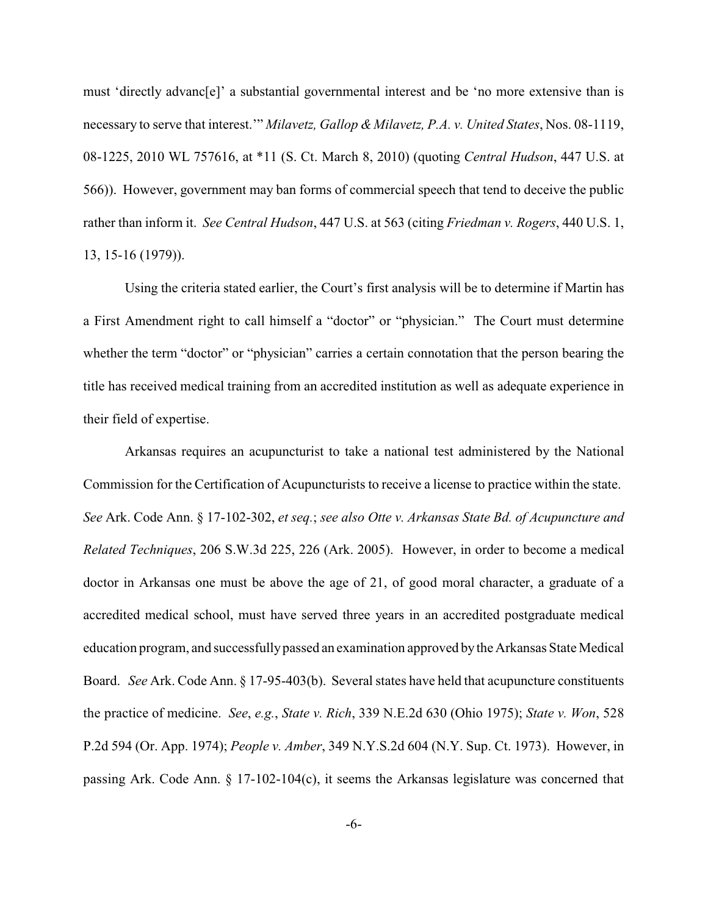must 'directly advanc[e]' a substantial governmental interest and be 'no more extensive than is necessary to serve that interest.'" *Milavetz, Gallop & Milavetz, P.A. v. United States*, Nos. 08-1119, 08-1225, 2010 WL 757616, at *11 (S. Ct. March 8, 2010) (quoting *Central Hudson*, 447 U.S. at 566)). However, government may ban forms of commercial speech that tend to deceive the public rather than inform it. *See Central Hudson*, 447 U.S. at 563 (citing *Friedman v. Rogers*, 440 U.S. 1, 13, 15-16 (1979)).

Using the criteria stated earlier, the Court's first analysis will be to determine if Martin has a First Amendment right to call himself a "doctor" or "physician." The Court must determine whether the term "doctor" or "physician" carries a certain connotation that the person bearing the title has received medical training from an accredited institution as well as adequate experience in their field of expertise.

Arkansas requires an acupuncturist to take a national test administered by the National Commission for the Certification of Acupuncturists to receive a license to practice within the state. *See* Ark. Code Ann. § 17-102-302, *et seq.*; *see also Otte v. Arkansas State Bd. of Acupuncture and Related Techniques*, 206 S.W.3d 225, 226 (Ark. 2005). However, in order to become a medical doctor in Arkansas one must be above the age of 21, of good moral character, a graduate of a accredited medical school, must have served three years in an accredited postgraduate medical education program, and successfully passed an examination approved by the Arkansas State Medical Board. *See* Ark. Code Ann. § 17-95-403(b). Several states have held that acupuncture constituents the practice of medicine. *See*, *e.g.*, *State v. Rich*, 339 N.E.2d 630 (Ohio 1975); *State v. Won*, 528 P.2d 594 (Or. App. 1974); *People v. Amber*, 349 N.Y.S.2d 604 (N.Y. Sup. Ct. 1973). However, in passing Ark. Code Ann. § 17-102-104(c), it seems the Arkansas legislature was concerned that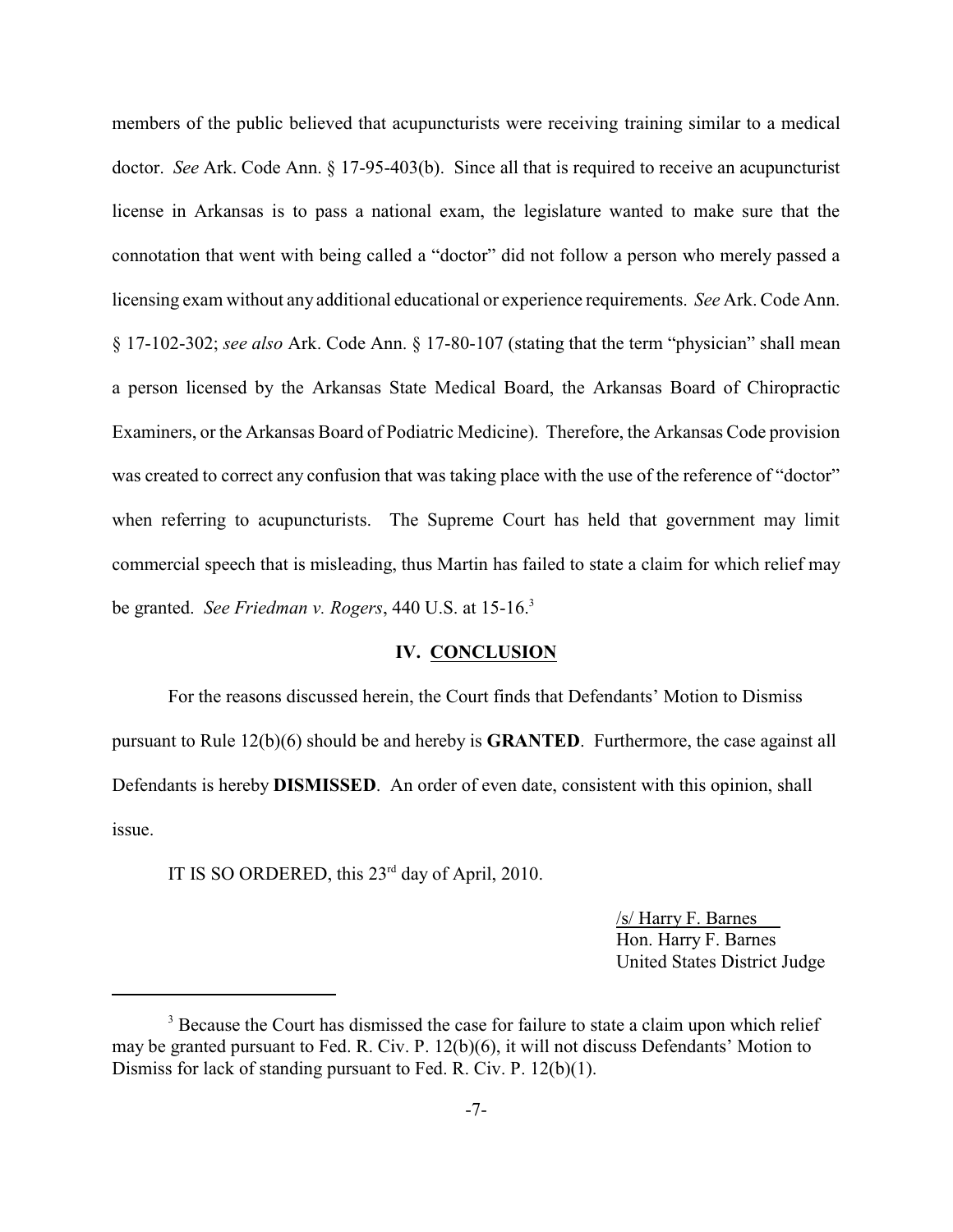members of the public believed that acupuncturists were receiving training similar to a medical doctor. *See* Ark. Code Ann. § 17-95-403(b). Since all that is required to receive an acupuncturist license in Arkansas is to pass a national exam, the legislature wanted to make sure that the connotation that went with being called a "doctor" did not follow a person who merely passed a licensing exam without any additional educational or experience requirements. *See* Ark. Code Ann. § 17-102-302; *see also* Ark. Code Ann. § 17-80-107 (stating that the term "physician" shall mean a person licensed by the Arkansas State Medical Board, the Arkansas Board of Chiropractic Examiners, or the Arkansas Board of Podiatric Medicine). Therefore, the Arkansas Code provision was created to correct any confusion that was taking place with the use of the reference of "doctor" when referring to acupuncturists. The Supreme Court has held that government may limit commercial speech that is misleading, thus Martin has failed to state a claim for which relief may be granted. *See Friedman v. Rogers*, 440 U.S. at 15-16.[3]

## IV. CONCLUSION

For the reasons discussed herein, the Court finds that Defendants' Motion to Dismiss pursuant to Rule 12(b)(6) should be and hereby is **GRANTED**. Furthermore, the case against all Defendants is hereby **DISMISSED**. An order of even date, consistent with this opinion, shall issue.

IT IS SO ORDERED, this 23rd day of April, 2010.

/s/ Harry F. Barnes
Hon. Harry F. Barnes
United States District Judge

---

[3] Because the Court has dismissed the case for failure to state a claim upon which relief may be granted pursuant to Fed. R. Civ. P. 12(b)(6), it will not discuss Defendants' Motion to Dismiss for lack of standing pursuant to Fed. R. Civ. P. 12(b)(1).